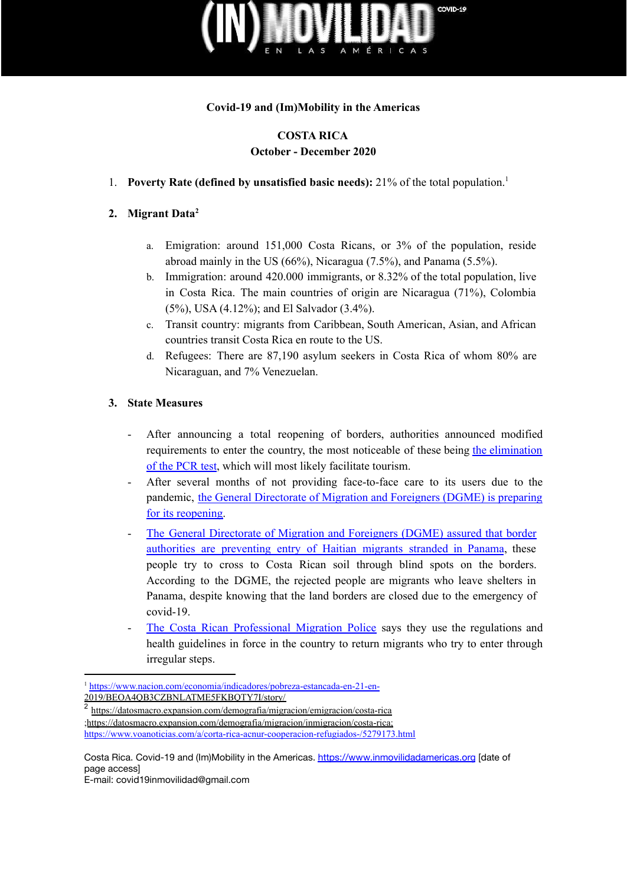**Covid-19 and (Im)Mobility in the Americas**

**COSTA RICA**
**October - December 2020**

1. **Poverty Rate (defined by unsatisfied basic needs):** 21% of the total population.[1]

2. **Migrant Data**[2]

    a. Emigration: around 151,000 Costa Ricans, or 3% of the population, reside abroad mainly in the US (66%), Nicaragua (7.5%), and Panama (5.5%).
    b. Immigration: around 420.000 immigrants, or 8.32% of the total population, live in Costa Rica. The main countries of origin are Nicaragua (71%), Colombia (5%), USA (4.12%); and El Salvador (3.4%).
    c. Transit country: migrants from Caribbean, South American, Asian, and African countries transit Costa Rica en route to the US.
    d. Refugees: There are 87,190 asylum seekers in Costa Rica of whom 80% are Nicaraguan, and 7% Venezuelan.

3. **State Measures**

- After announcing a total reopening of borders, authorities announced modified requirements to enter the country, the most noticeable of these being the elimination of the PCR test, which will most likely facilitate tourism.
- After several months of not providing face-to-face care to its users due to the pandemic, the General Directorate of Migration and Foreigners (DGME) is preparing for its reopening.
- The General Directorate of Migration and Foreigners (DGME) assured that border authorities are preventing entry of Haitian migrants stranded in Panama, these people try to cross to Costa Rican soil through blind spots on the borders. According to the DGME, the rejected people are migrants who leave shelters in Panama, despite knowing that the land borders are closed due to the emergency of covid-19.
- The Costa Rican Professional Migration Police says they use the regulations and health guidelines in force in the country to return migrants who try to enter through irregular steps.

---

[1] https://www.nacion.com/economia/indicadores/pobreza-estancada-en-21-en-2019/BEOA4QB3CZBNLATME5FKBQTY7I/story/

[2] https://datosmacro.expansion.com/demografia/migracion/emigracion/costa-rica ;https://datosmacro.expansion.com/demografia/migracion/inmigracion/costa-rica; https://www.voanoticias.com/a/corta-rica-acnur-cooperacion-refugiados-/5279173.html

Costa Rica. Covid-19 and (Im)Mobility in the Americas. https://www.inmovilidadamericas.org [date of page access]
E-mail: covid19inmovilidad@gmail.com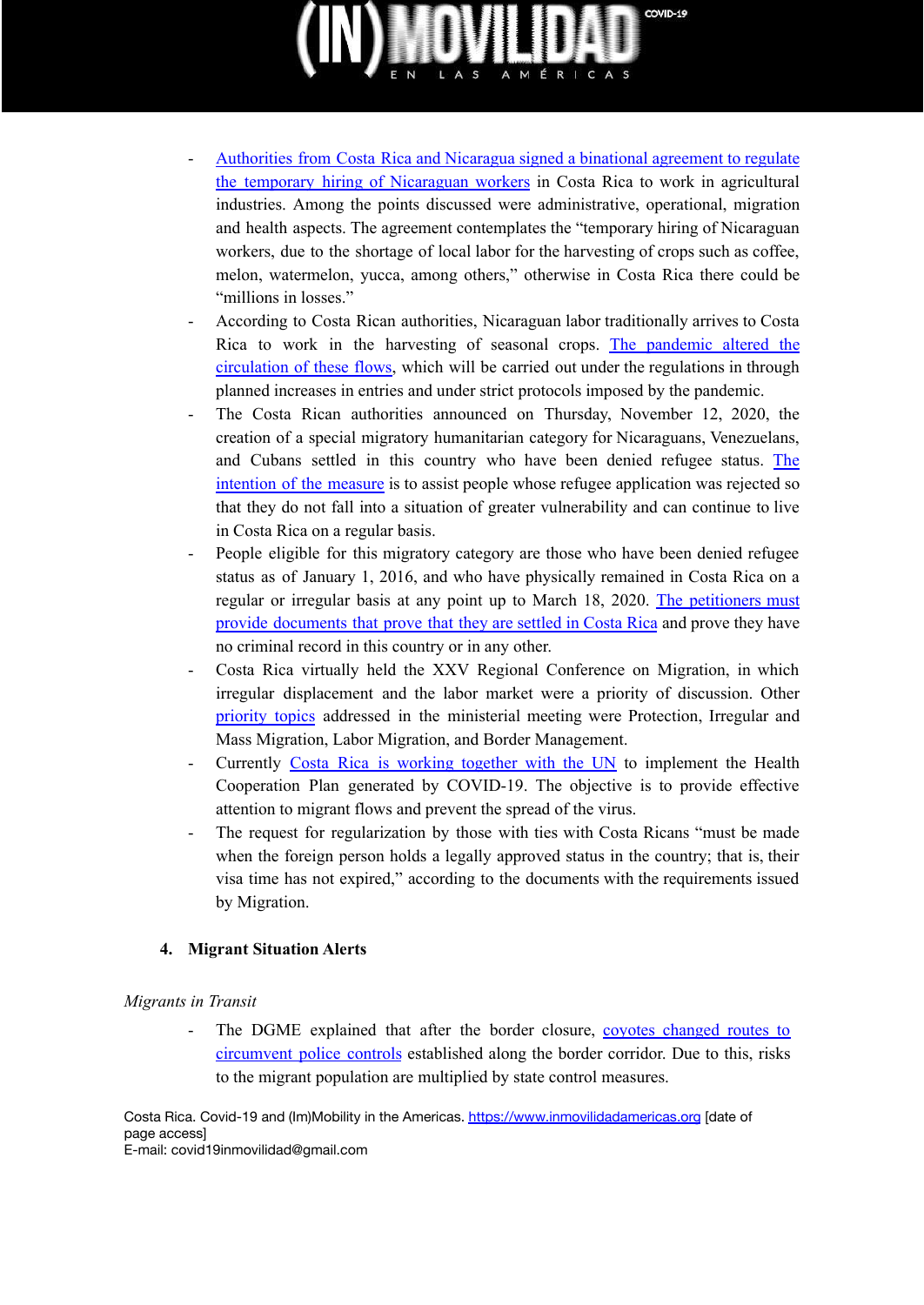- Authorities from Costa Rica and Nicaragua signed a binational agreement to regulate the temporary hiring of Nicaraguan workers in Costa Rica to work in agricultural industries. Among the points discussed were administrative, operational, migration and health aspects. The agreement contemplates the "temporary hiring of Nicaraguan workers, due to the shortage of local labor for the harvesting of crops such as coffee, melon, watermelon, yucca, among others," otherwise in Costa Rica there could be "millions in losses."
- According to Costa Rican authorities, Nicaraguan labor traditionally arrives to Costa Rica to work in the harvesting of seasonal crops. The pandemic altered the circulation of these flows, which will be carried out under the regulations in through planned increases in entries and under strict protocols imposed by the pandemic.
- The Costa Rican authorities announced on Thursday, November 12, 2020, the creation of a special migratory humanitarian category for Nicaraguans, Venezuelans, and Cubans settled in this country who have been denied refugee status. The intention of the measure is to assist people whose refugee application was rejected so that they do not fall into a situation of greater vulnerability and can continue to live in Costa Rica on a regular basis.
- People eligible for this migratory category are those who have been denied refugee status as of January 1, 2016, and who have physically remained in Costa Rica on a regular or irregular basis at any point up to March 18, 2020. The petitioners must provide documents that prove that they are settled in Costa Rica and prove they have no criminal record in this country or in any other.
- Costa Rica virtually held the XXV Regional Conference on Migration, in which irregular displacement and the labor market were a priority of discussion. Other priority topics addressed in the ministerial meeting were Protection, Irregular and Mass Migration, Labor Migration, and Border Management.
- Currently Costa Rica is working together with the UN to implement the Health Cooperation Plan generated by COVID-19. The objective is to provide effective attention to migrant flows and prevent the spread of the virus.
- The request for regularization by those with ties with Costa Ricans "must be made when the foreign person holds a legally approved status in the country; that is, their visa time has not expired," according to the documents with the requirements issued by Migration.

## 4. Migrant Situation Alerts

*Migrants in Transit*

- The DGME explained that after the border closure, coyotes changed routes to circumvent police controls established along the border corridor. Due to this, risks to the migrant population are multiplied by state control measures.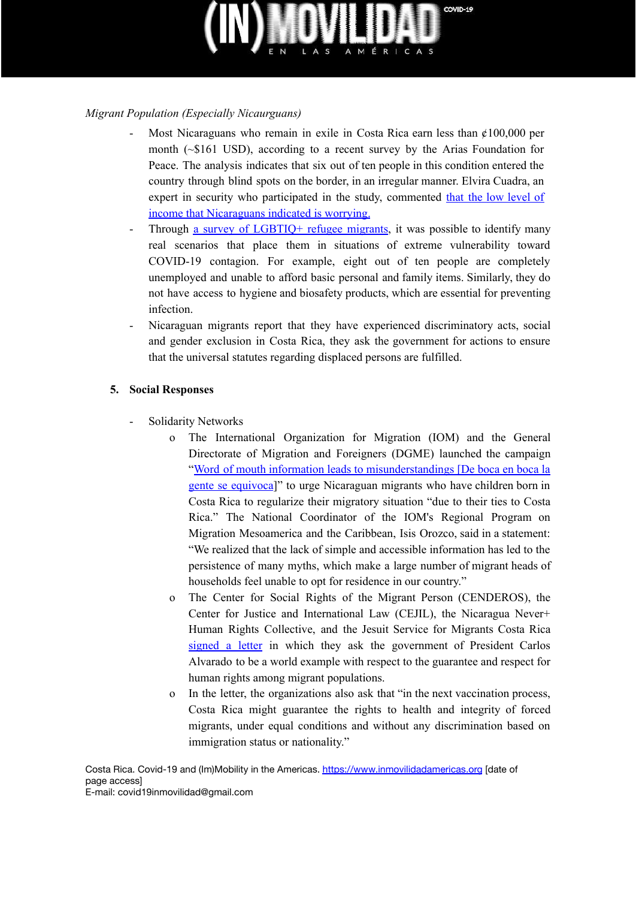*Migrant Population (Especially Nicaurguans)*

- Most Nicaraguans who remain in exile in Costa Rica earn less than ¢100,000 per month (~$161 USD), according to a recent survey by the Arias Foundation for Peace. The analysis indicates that six out of ten people in this condition entered the country through blind spots on the border, in an irregular manner. Elvira Cuadra, an expert in security who participated in the study, commented [that the low level of income that Nicaraguans indicated is worrying.]()
- Through [a survey of LGBTIQ+ refugee migrants](), it was possible to identify many real scenarios that place them in situations of extreme vulnerability toward COVID-19 contagion. For example, eight out of ten people are completely unemployed and unable to afford basic personal and family items. Similarly, they do not have access to hygiene and biosafety products, which are essential for preventing infection.
- Nicaraguan migrants report that they have experienced discriminatory acts, social and gender exclusion in Costa Rica, they ask the government for actions to ensure that the universal statutes regarding displaced persons are fulfilled.

## 5. Social Responses

- Solidarity Networks
  - The International Organization for Migration (IOM) and the General Directorate of Migration and Foreigners (DGME) launched the campaign "[Word of mouth information leads to misunderstandings [De boca en boca la gente se equivoca]]()" to urge Nicaraguan migrants who have children born in Costa Rica to regularize their migratory situation "due to their ties to Costa Rica." The National Coordinator of the IOM's Regional Program on Migration Mesoamerica and the Caribbean, Isis Orozco, said in a statement: "We realized that the lack of simple and accessible information has led to the persistence of many myths, which make a large number of migrant heads of households feel unable to opt for residence in our country."
  - The Center for Social Rights of the Migrant Person (CENDEROS), the Center for Justice and International Law (CEJIL), the Nicaragua Never+ Human Rights Collective, and the Jesuit Service for Migrants Costa Rica [signed a letter]() in which they ask the government of President Carlos Alvarado to be a world example with respect to the guarantee and respect for human rights among migrant populations.
  - In the letter, the organizations also ask that "in the next vaccination process, Costa Rica might guarantee the rights to health and integrity of forced migrants, under equal conditions and without any discrimination based on immigration status or nationality."

Costa Rica. Covid-19 and (Im)Mobility in the Americas. https://www.inmovilidadamericas.org [date of page access]
E-mail: covid19inmovilidad@gmail.com